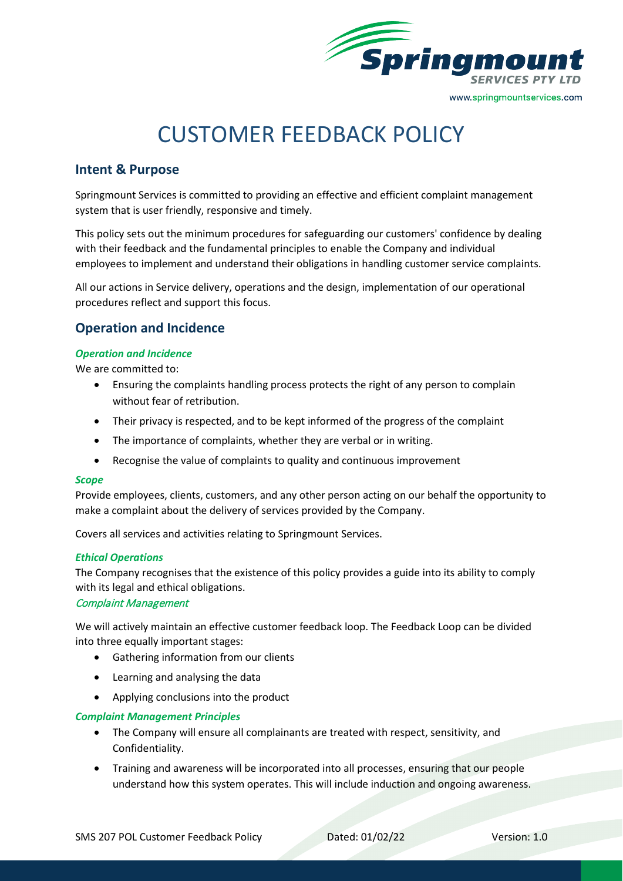# CUSTOMER FEEDBACK POLICY

## Intent & Purpose

Springmount Services is committed to providing an effective and efficient complaint management system that is user friendly, responsive and timely.

This policy sets out the minimum procedures for safeguarding our customers' confidence by dealing with their feedback and the fundamental principles to enable the Company and individual employees to implement and understand their obligations in handling customer service complaints.

All our actions in Service delivery, operations and the design, implementation of our operational procedures reflect and support this focus.

## Operation and Incidence

### *Operation and Incidence*

We are committed to:

- Ensuring the complaints handling process protects the right of any person to complain without fear of retribution.
- Their privacy is respected, and to be kept informed of the progress of the complaint
- The importance of complaints, whether they are verbal or in writing.
- Recognise the value of complaints to quality and continuous improvement

### *Scope*

Provide employees, clients, customers, and any other person acting on our behalf the opportunity to make a complaint about the delivery of services provided by the Company.

Covers all services and activities relating to Springmount Services.

### *Ethical Operations*

The Company recognises that the existence of this policy provides a guide into its ability to comply with its legal and ethical obligations.

### *Complaint Management*

We will actively maintain an effective customer feedback loop. The Feedback Loop can be divided into three equally important stages:

- Gathering information from our clients
- Learning and analysing the data
- Applying conclusions into the product

### *Complaint Management Principles*

- The Company will ensure all complainants are treated with respect, sensitivity, and Confidentiality.
- Training and awareness will be incorporated into all processes, ensuring that our people understand how this system operates. This will include induction and ongoing awareness.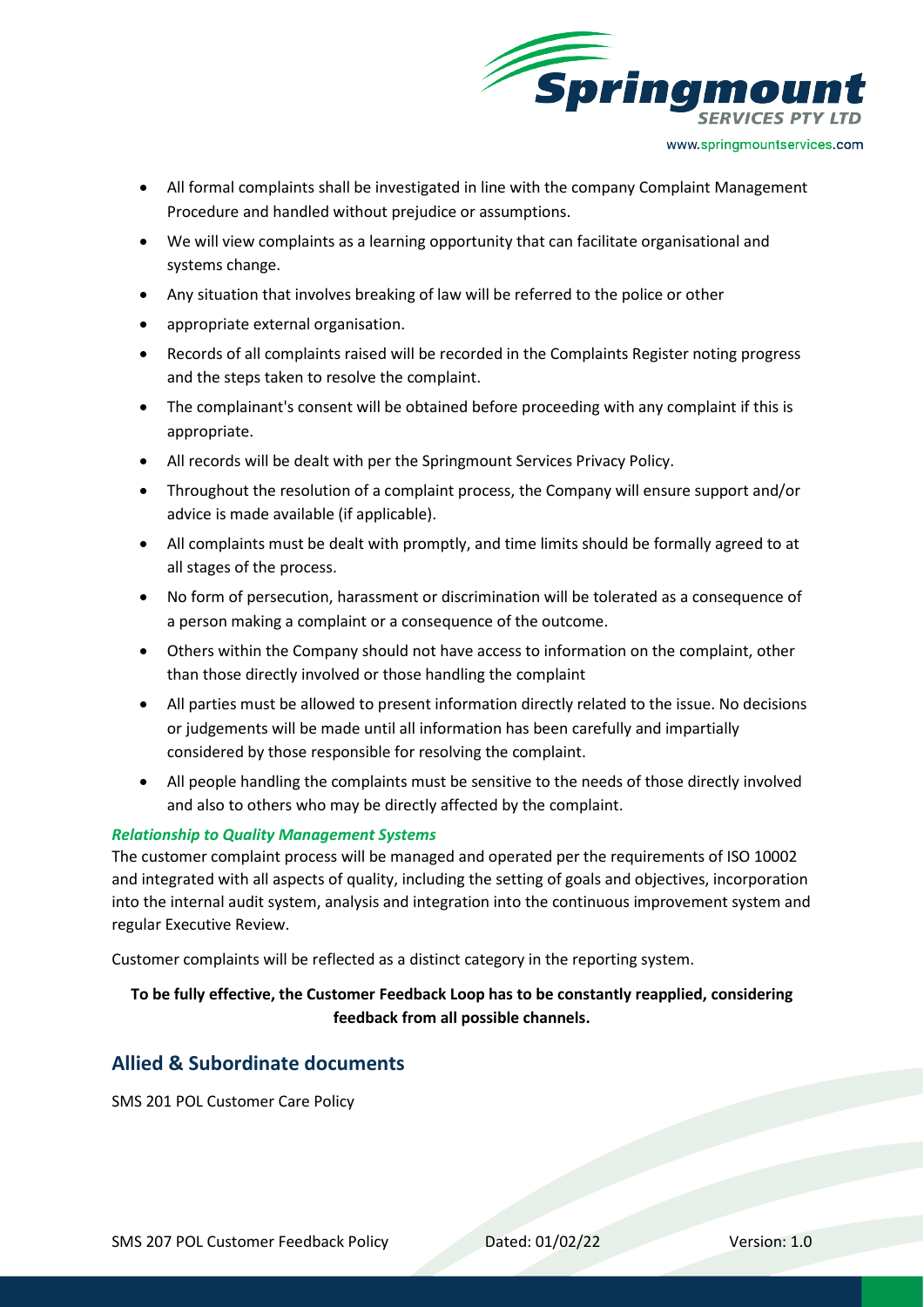- All formal complaints shall be investigated in line with the company Complaint Management Procedure and handled without prejudice or assumptions.
- We will view complaints as a learning opportunity that can facilitate organisational and systems change.
- Any situation that involves breaking of law will be referred to the police or other
- appropriate external organisation.
- Records of all complaints raised will be recorded in the Complaints Register noting progress and the steps taken to resolve the complaint.
- The complainant's consent will be obtained before proceeding with any complaint if this is appropriate.
- All records will be dealt with per the Springmount Services Privacy Policy.
- Throughout the resolution of a complaint process, the Company will ensure support and/or advice is made available (if applicable).
- All complaints must be dealt with promptly, and time limits should be formally agreed to at all stages of the process.
- No form of persecution, harassment or discrimination will be tolerated as a consequence of a person making a complaint or a consequence of the outcome.
- Others within the Company should not have access to information on the complaint, other than those directly involved or those handling the complaint
- All parties must be allowed to present information directly related to the issue. No decisions or judgements will be made until all information has been carefully and impartially considered by those responsible for resolving the complaint.
- All people handling the complaints must be sensitive to the needs of those directly involved and also to others who may be directly affected by the complaint.

***Relationship to Quality Management Systems***

The customer complaint process will be managed and operated per the requirements of ISO 10002 and integrated with all aspects of quality, including the setting of goals and objectives, incorporation into the internal audit system, analysis and integration into the continuous improvement system and regular Executive Review.

Customer complaints will be reflected as a distinct category in the reporting system.

**To be fully effective, the Customer Feedback Loop has to be constantly reapplied, considering feedback from all possible channels.**

## Allied & Subordinate documents

SMS 201 POL Customer Care Policy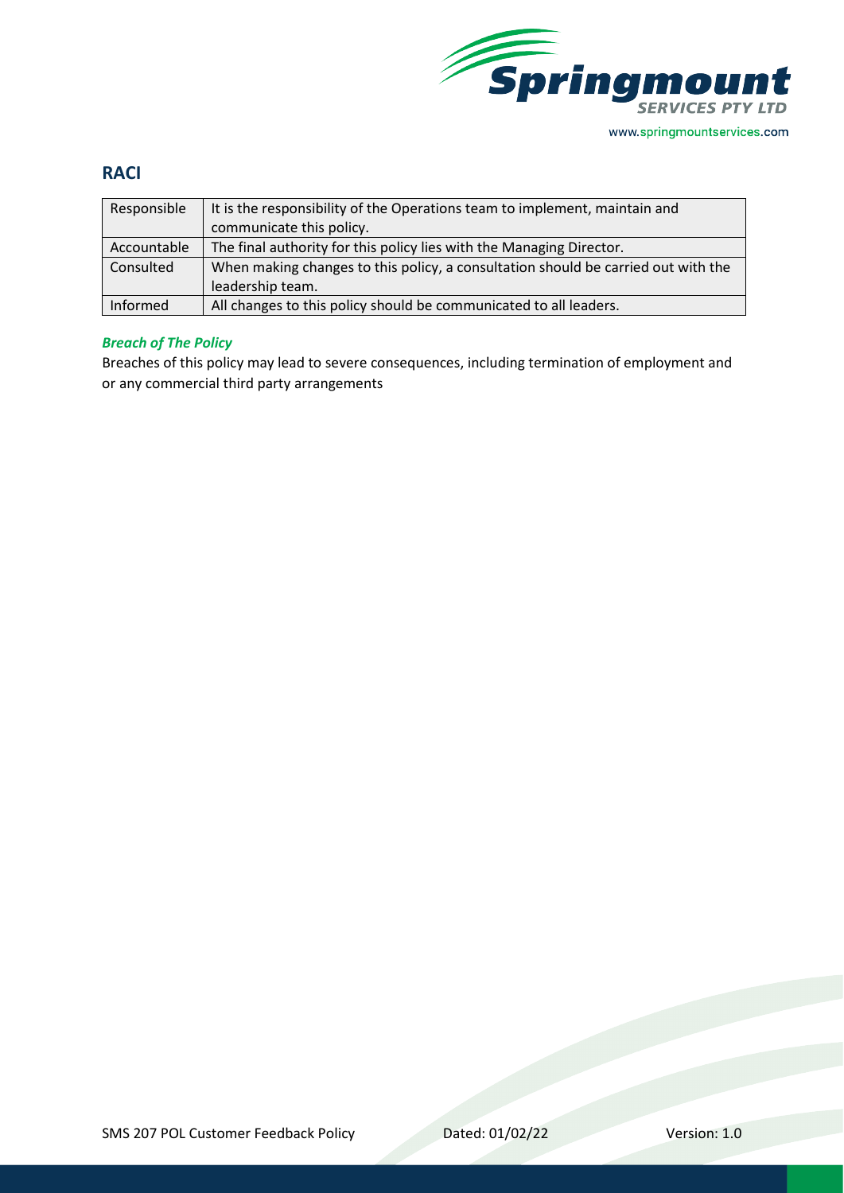## RACI

| | |
|---|---|
| Responsible | It is the responsibility of the Operations team to implement, maintain and communicate this policy. |
| Accountable | The final authority for this policy lies with the Managing Director. |
| Consulted | When making changes to this policy, a consultation should be carried out with the leadership team. |
| Informed | All changes to this policy should be communicated to all leaders. |

### *Breach of The Policy*

Breaches of this policy may lead to severe consequences, including termination of employment and or any commercial third party arrangements